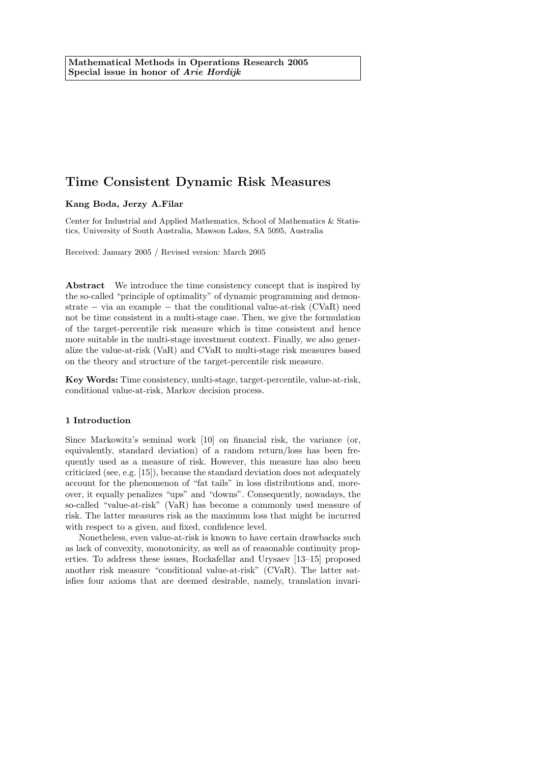**Mathematical Methods in Operations Research 2005**
**Special issue in honor of *Arie Hordijk***

# Time Consistent Dynamic Risk Measures

**Kang Boda, Jerzy A.Filar**

Center for Industrial and Applied Mathematics, School of Mathematics & Statistics, University of South Australia, Mawson Lakes, SA 5095, Australia

Received: January 2005 / Revised version: March 2005

**Abstract** We introduce the time consistency concept that is inspired by the so-called "principle of optimality" of dynamic programming and demonstrate − via an example − that the conditional value-at-risk (CVaR) need not be time consistent in a multi-stage case. Then, we give the formulation of the target-percentile risk measure which is time consistent and hence more suitable in the multi-stage investment context. Finally, we also generalize the value-at-risk (VaR) and CVaR to multi-stage risk measures based on the theory and structure of the target-percentile risk measure.

**Key Words:** Time consistency, multi-stage, target-percentile, value-at-risk, conditional value-at-risk, Markov decision process.

## 1 Introduction

Since Markowitz's seminal work [10] on financial risk, the variance (or, equivalently, standard deviation) of a random return/loss has been frequently used as a measure of risk. However, this measure has also been criticized (see, e.g. [15]), because the standard deviation does not adequately account for the phenomenon of "fat tails" in loss distributions and, moreover, it equally penalizes "ups" and "downs". Consequently, nowadays, the so-called "value-at-risk" (VaR) has become a commonly used measure of risk. The latter measures risk as the maximum loss that might be incurred with respect to a given, and fixed, confidence level.

Nonetheless, even value-at-risk is known to have certain drawbacks such as lack of convexity, monotonicity, as well as of reasonable continuity properties. To address these issues, Rockafellar and Urysaev [13–15] proposed another risk measure "conditional value-at-risk" (CVaR). The latter satisfies four axioms that are deemed desirable, namely, translation invari-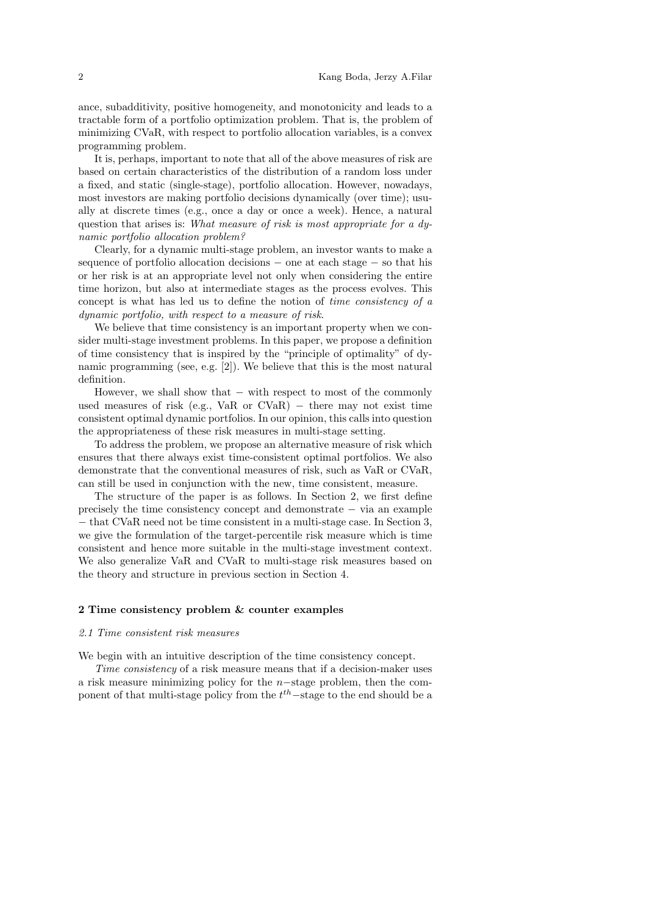ance, subadditivity, positive homogeneity, and monotonicity and leads to a tractable form of a portfolio optimization problem. That is, the problem of minimizing CVaR, with respect to portfolio allocation variables, is a convex programming problem.

It is, perhaps, important to note that all of the above measures of risk are based on certain characteristics of the distribution of a random loss under a fixed, and static (single-stage), portfolio allocation. However, nowadays, most investors are making portfolio decisions dynamically (over time); usually at discrete times (e.g., once a day or once a week). Hence, a natural question that arises is: *What measure of risk is most appropriate for a dynamic portfolio allocation problem?*

Clearly, for a dynamic multi-stage problem, an investor wants to make a sequence of portfolio allocation decisions − one at each stage − so that his or her risk is at an appropriate level not only when considering the entire time horizon, but also at intermediate stages as the process evolves. This concept is what has led us to define the notion of *time consistency of a dynamic portfolio, with respect to a measure of risk*.

We believe that time consistency is an important property when we consider multi-stage investment problems. In this paper, we propose a definition of time consistency that is inspired by the "principle of optimality" of dynamic programming (see, e.g. [2]). We believe that this is the most natural definition.

However, we shall show that − with respect to most of the commonly used measures of risk (e.g., VaR or CVaR) − there may not exist time consistent optimal dynamic portfolios. In our opinion, this calls into question the appropriateness of these risk measures in multi-stage setting.

To address the problem, we propose an alternative measure of risk which ensures that there always exist time-consistent optimal portfolios. We also demonstrate that the conventional measures of risk, such as VaR or CVaR, can still be used in conjunction with the new, time consistent, measure.

The structure of the paper is as follows. In Section 2, we first define precisely the time consistency concept and demonstrate − via an example − that CVaR need not be time consistent in a multi-stage case. In Section 3, we give the formulation of the target-percentile risk measure which is time consistent and hence more suitable in the multi-stage investment context. We also generalize VaR and CVaR to multi-stage risk measures based on the theory and structure in previous section in Section 4.

## 2 Time consistency problem & counter examples

### 2.1 Time consistent risk measures

We begin with an intuitive description of the time consistency concept.

*Time consistency* of a risk measure means that if a decision-maker uses a risk measure minimizing policy for the $n-$stage problem, then the component of that multi-stage policy from the $t^{th}-$stage to the end should be a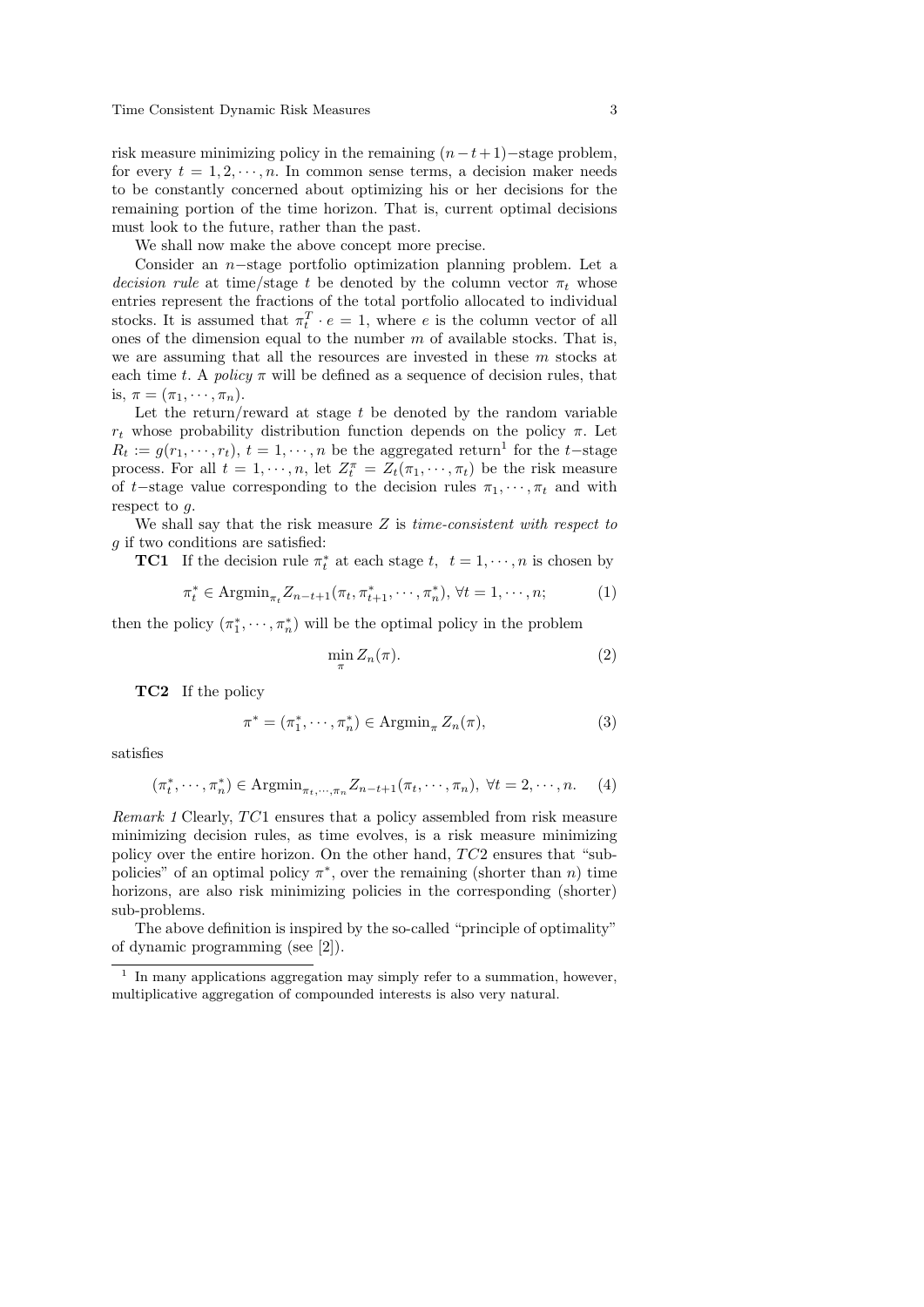risk measure minimizing policy in the remaining $(n-t+1)-$stage problem, for every $t = 1, 2, \cdots, n$. In common sense terms, a decision maker needs to be constantly concerned about optimizing his or her decisions for the remaining portion of the time horizon. That is, current optimal decisions must look to the future, rather than the past.

We shall now make the above concept more precise.

Consider an $n-$stage portfolio optimization planning problem. Let a *decision rule* at time/stage $t$ be denoted by the column vector $\pi_t$ whose entries represent the fractions of the total portfolio allocated to individual stocks. It is assumed that $\pi_t^T \cdot e = 1$, where $e$ is the column vector of all ones of the dimension equal to the number $m$ of available stocks. That is, we are assuming that all the resources are invested in these $m$ stocks at each time $t$. A *policy* $\pi$ will be defined as a sequence of decision rules, that is, $\pi = (\pi_1, \cdots, \pi_n)$.

Let the return/reward at stage $t$ be denoted by the random variable $r_t$ whose probability distribution function depends on the policy $\pi$. Let $R_t := g(r_1, \cdots, r_t)$, $t = 1, \cdots, n$ be the aggregated return[1] for the $t-$stage process. For all $t = 1, \cdots, n$, let $Z_t^\pi = Z_t(\pi_1, \cdots, \pi_t)$ be the risk measure of $t-$stage value corresponding to the decision rules $\pi_1, \cdots, \pi_t$ and with respect to $g$.

We shall say that the risk measure $Z$ is *time-consistent with respect to* $g$ if two conditions are satisfied:

**TC1** If the decision rule $\pi_t^*$ at each stage $t$, $t = 1, \cdots, n$ is chosen by

$$\pi_t^* \in \operatorname{Argmin}_{\pi_t} Z_{n-t+1}(\pi_t, \pi_{t+1}^*, \cdots, \pi_n^*), \ \forall t = 1, \cdots, n; \tag{1}$$

then the policy $(\pi_1^*, \cdots, \pi_n^*)$ will be the optimal policy in the problem

$$\min_{\pi} Z_n(\pi). \tag{2}$$

**TC2** If the policy

$$\pi^* = (\pi_1^*, \cdots, \pi_n^*) \in \operatorname{Argmin}_{\pi} Z_n(\pi), \tag{3}$$

satisfies

$$(\pi_t^*, \cdots, \pi_n^*) \in \operatorname{Argmin}_{\pi_t, \cdots, \pi_n} Z_{n-t+1}(\pi_t, \cdots, \pi_n), \ \forall t = 2, \cdots, n. \tag{4}$$

*Remark 1* Clearly, $TC1$ ensures that a policy assembled from risk measure minimizing decision rules, as time evolves, is a risk measure minimizing policy over the entire horizon. On the other hand, $TC2$ ensures that "sub-policies" of an optimal policy $\pi^*$, over the remaining (shorter than $n$) time horizons, are also risk minimizing policies in the corresponding (shorter) sub-problems.

The above definition is inspired by the so-called "principle of optimality" of dynamic programming (see [2]).

[1] In many applications aggregation may simply refer to a summation, however, multiplicative aggregation of compounded interests is also very natural.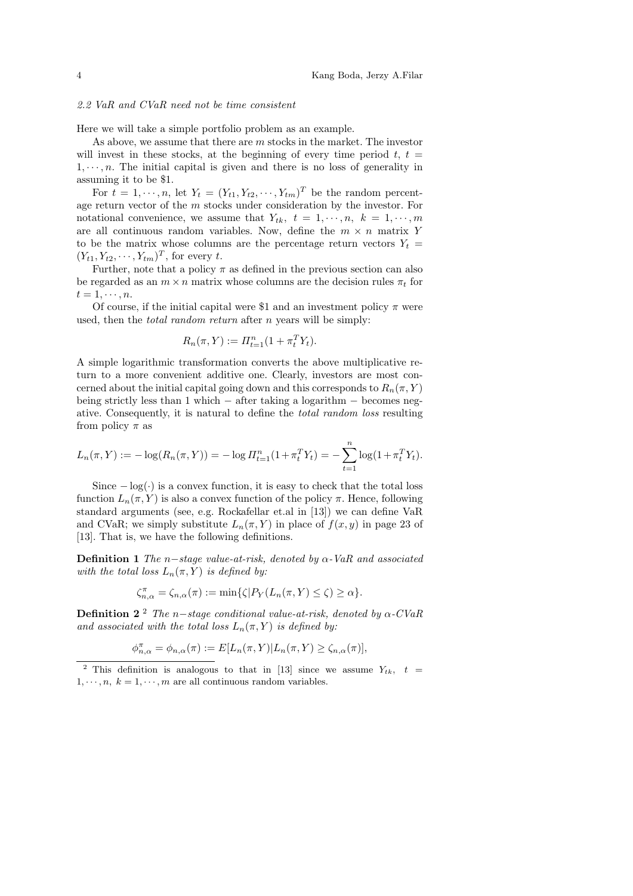### 2.2 VaR and CVaR need not be time consistent

Here we will take a simple portfolio problem as an example.

As above, we assume that there are $m$ stocks in the market. The investor will invest in these stocks, at the beginning of every time period $t$, $t = 1, \cdots, n$. The initial capital is given and there is no loss of generality in assuming it to be \$1.

For $t = 1, \cdots, n$, let $Y_t = (Y_{t1}, Y_{t2}, \cdots, Y_{tm})^T$ be the random percentage return vector of the $m$ stocks under consideration by the investor. For notational convenience, we assume that $Y_{tk},\ t = 1, \cdots, n,\ k = 1, \cdots, m$ are all continuous random variables. Now, define the $m \times n$ matrix $Y$ to be the matrix whose columns are the percentage return vectors $Y_t = (Y_{t1}, Y_{t2}, \cdots, Y_{tm})^T$, for every $t$.

Further, note that a policy $\pi$ as defined in the previous section can also be regarded as an $m \times n$ matrix whose columns are the decision rules $\pi_t$ for $t = 1, \cdots, n$.

Of course, if the initial capital were \$1 and an investment policy $\pi$ were used, then the *total random return* after $n$ years will be simply:

$$R_n(\pi, Y) := \Pi_{t=1}^{n}(1 + \pi_t^T Y_t).$$

A simple logarithmic transformation converts the above multiplicative return to a more convenient additive one. Clearly, investors are most concerned about the initial capital going down and this corresponds to $R_n(\pi, Y)$ being strictly less than 1 which − after taking a logarithm − becomes negative. Consequently, it is natural to define the *total random loss* resulting from policy $\pi$ as

$$L_n(\pi, Y) := -\log(R_n(\pi, Y)) = -\log \Pi_{t=1}^{n}(1+\pi_t^T Y_t) = -\sum_{t=1}^{n} \log(1+\pi_t^T Y_t).$$

Since $-\log(\cdot)$ is a convex function, it is easy to check that the total loss function $L_n(\pi, Y)$ is also a convex function of the policy $\pi$. Hence, following standard arguments (see, e.g. Rockafellar et.al in [13]) we can define VaR and CVaR; we simply substitute $L_n(\pi, Y)$ in place of $f(x, y)$ in page 23 of [13]. That is, we have the following definitions.

**Definition 1** *The $n-$stage value-at-risk, denoted by $\alpha$-VaR and associated with the total loss $L_n(\pi, Y)$ is defined by:*

$$\zeta_{n,\alpha}^{\pi} = \zeta_{n,\alpha}(\pi) := \min\{\zeta | P_Y(L_n(\pi, Y) \leq \zeta) \geq \alpha\}.$$

**Definition 2** [2] *The $n-$stage conditional value-at-risk, denoted by $\alpha$-CVaR and associated with the total loss $L_n(\pi, Y)$ is defined by:*

$$\phi_{n,\alpha}^{\pi} = \phi_{n,\alpha}(\pi) := E[L_n(\pi, Y) | L_n(\pi, Y) \geq \zeta_{n,\alpha}(\pi)],$$

---

[2] This definition is analogous to that in [13] since we assume $Y_{tk},\ t = 1, \cdots, n,\ k = 1, \cdots, m$ are all continuous random variables.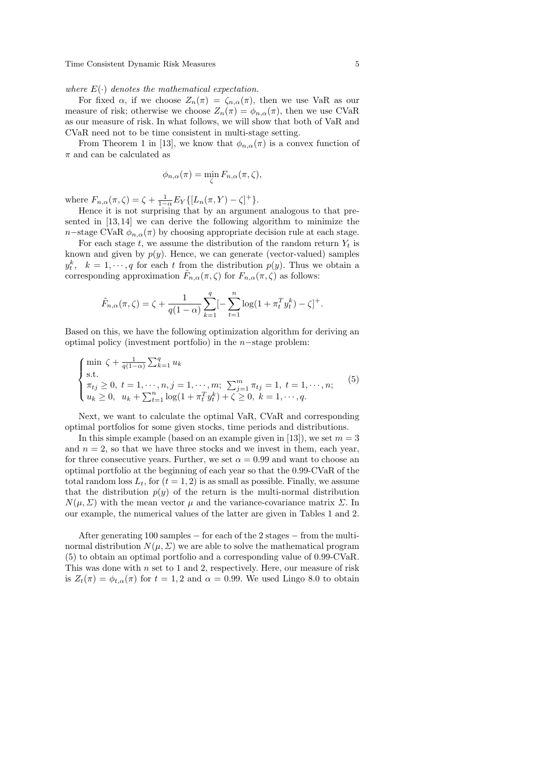*where $E(\cdot)$ denotes the mathematical expectation.*

For fixed $\alpha$, if we choose $Z_n(\pi) = \zeta_{n,\alpha}(\pi)$, then we use VaR as our measure of risk; otherwise we choose $Z_n(\pi) = \phi_{n,\alpha}(\pi)$, then we use CVaR as our measure of risk. In what follows, we will show that both of VaR and CVaR need not to be time consistent in multi-stage setting.

From Theorem 1 in [13], we know that $\phi_{n,\alpha}(\pi)$ is a convex function of $\pi$ and can be calculated as

$$\phi_{n,\alpha}(\pi) = \min_{\zeta} F_{n,\alpha}(\pi, \zeta),$$

where $F_{n,\alpha}(\pi, \zeta) = \zeta + \frac{1}{1-\alpha} E_Y\{[L_n(\pi, Y) - \zeta]^+\}$.

Hence it is not surprising that by an argument analogous to that presented in [13,14] we can derive the following algorithm to minimize the $n-$stage CVaR $\phi_{n,\alpha}(\pi)$ by choosing appropriate decision rule at each stage.

For each stage $t$, we assume the distribution of the random return $Y_t$ is known and given by $p(y)$. Hence, we can generate (vector-valued) samples $y_t^k, \;\; k = 1, \cdots, q$ for each $t$ from the distribution $p(y)$. Thus we obtain a corresponding approximation $\tilde{F}_{n,\alpha}(\pi, \zeta)$ for $F_{n,\alpha}(\pi, \zeta)$ as follows:

$$\tilde{F}_{n,\alpha}(\pi, \zeta) = \zeta + \frac{1}{q(1-\alpha)} \sum_{k=1}^{q} [-\sum_{t=1}^{n} \log(1 + \pi_t^T y_t^k) - \zeta]^+.$$

Based on this, we have the following optimization algorithm for deriving an optimal policy (investment portfolio) in the $n-$stage problem:

$$\begin{cases} \min \; \zeta + \frac{1}{q(1-\alpha)} \sum_{k=1}^{q} u_k \\ \text{s.t.} \\ \pi_{tj} \geq 0, \; t = 1, \cdots, n, j = 1, \cdots, m; \; \sum_{j=1}^{m} \pi_{tj} = 1, \; t = 1, \cdots, n; \\ u_k \geq 0, \;\; u_k + \sum_{t=1}^{n} \log(1 + \pi_t^T y_t^k) + \zeta \geq 0, \; k = 1, \cdots, q. \end{cases} \tag{5}$$

Next, we want to calculate the optimal VaR, CVaR and corresponding optimal portfolios for some given stocks, time periods and distributions.

In this simple example (based on an example given in [13]), we set $m = 3$ and $n = 2$, so that we have three stocks and we invest in them, each year, for three consecutive years. Further, we set $\alpha = 0.99$ and want to choose an optimal portfolio at the beginning of each year so that the 0.99-CVaR of the total random loss $L_t$, for $(t = 1, 2)$ is as small as possible. Finally, we assume that the distribution $p(y)$ of the return is the multi-normal distribution $N(\mu, \Sigma)$ with the mean vector $\mu$ and the variance-covariance matrix $\Sigma$. In our example, the numerical values of the latter are given in Tables 1 and 2.

After generating 100 samples − for each of the 2 stages − from the multi-normal distribution $N(\mu, \Sigma)$ we are able to solve the mathematical program (5) to obtain an optimal portfolio and a corresponding value of 0.99-CVaR. This was done with $n$ set to 1 and 2, respectively. Here, our measure of risk is $Z_t(\pi) = \phi_{t,\alpha}(\pi)$ for $t = 1, 2$ and $\alpha = 0.99$. We used Lingo 8.0 to obtain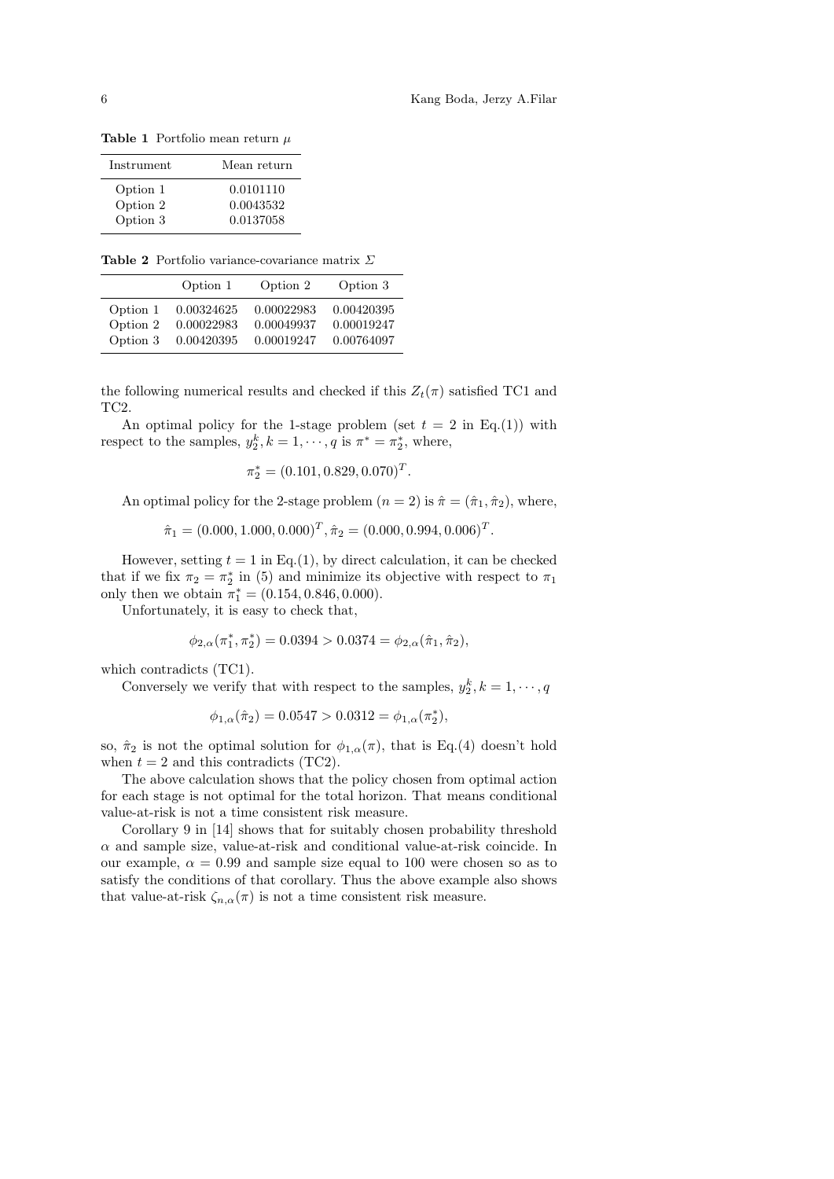**Table 1** Portfolio mean return $\mu$

| Instrument | Mean return |
|---|---|
| Option 1 | 0.0101110 |
| Option 2 | 0.0043532 |
| Option 3 | 0.0137058 |

**Table 2** Portfolio variance-covariance matrix $\Sigma$

| | Option 1 | Option 2 | Option 3 |
|---|---|---|---|
| Option 1 | 0.00324625 | 0.00022983 | 0.00420395 |
| Option 2 | 0.00022983 | 0.00049937 | 0.00019247 |
| Option 3 | 0.00420395 | 0.00019247 | 0.00764097 |

the following numerical results and checked if this $Z_t(\pi)$ satisfied TC1 and TC2.

An optimal policy for the 1-stage problem (set $t = 2$ in Eq.(1)) with respect to the samples, $y_2^k, k = 1, \cdots, q$ is $\pi^* = \pi_2^*$, where,

$$\pi_2^* = (0.101, 0.829, 0.070)^T.$$

An optimal policy for the 2-stage problem ($n = 2$) is $\hat{\pi} = (\hat{\pi}_1, \hat{\pi}_2)$, where,

$$\hat{\pi}_1 = (0.000, 1.000, 0.000)^T, \hat{\pi}_2 = (0.000, 0.994, 0.006)^T.$$

However, setting $t = 1$ in Eq.(1), by direct calculation, it can be checked that if we fix $\pi_2 = \pi_2^*$ in (5) and minimize its objective with respect to $\pi_1$ only then we obtain $\pi_1^* = (0.154, 0.846, 0.000)$.

Unfortunately, it is easy to check that,

$$\phi_{2,\alpha}(\pi_1^*, \pi_2^*) = 0.0394 > 0.0374 = \phi_{2,\alpha}(\hat{\pi}_1, \hat{\pi}_2),$$

which contradicts (TC1).

Conversely we verify that with respect to the samples, $y_2^k, k = 1, \cdots, q$

$$\phi_{1,\alpha}(\hat{\pi}_2) = 0.0547 > 0.0312 = \phi_{1,\alpha}(\pi_2^*),$$

so, $\hat{\pi}_2$ is not the optimal solution for $\phi_{1,\alpha}(\pi)$, that is Eq.(4) doesn't hold when $t = 2$ and this contradicts (TC2).

The above calculation shows that the policy chosen from optimal action for each stage is not optimal for the total horizon. That means conditional value-at-risk is not a time consistent risk measure.

Corollary 9 in [14] shows that for suitably chosen probability threshold $\alpha$ and sample size, value-at-risk and conditional value-at-risk coincide. In our example, $\alpha = 0.99$ and sample size equal to 100 were chosen so as to satisfy the conditions of that corollary. Thus the above example also shows that value-at-risk $\zeta_{n,\alpha}(\pi)$ is not a time consistent risk measure.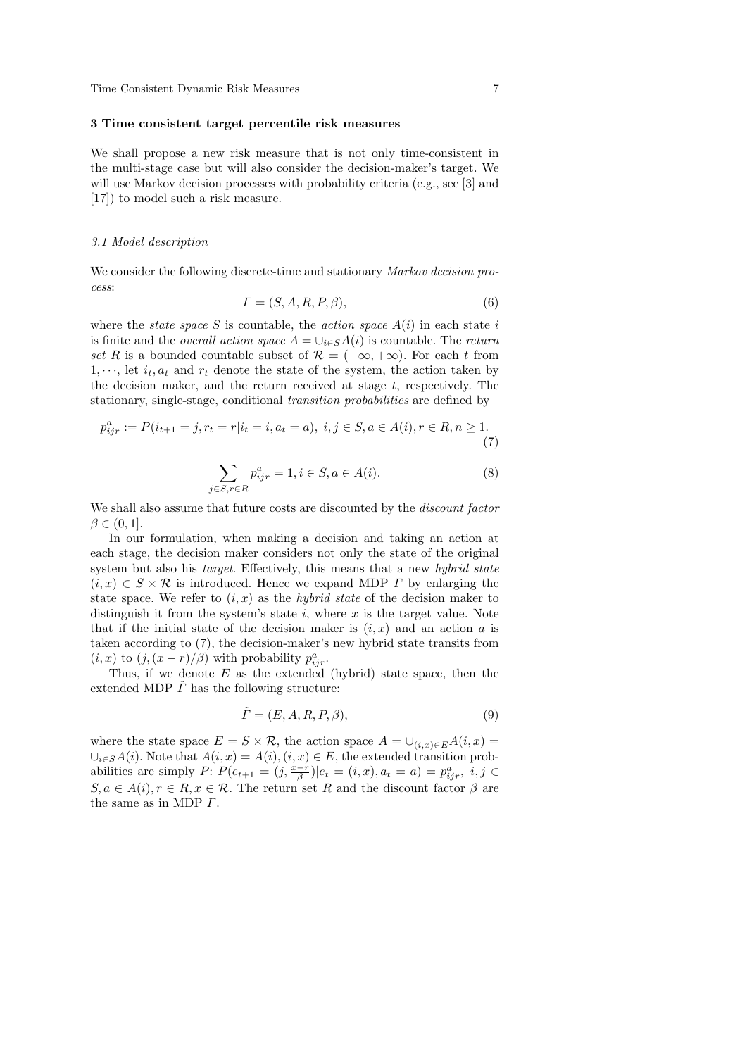## 3 Time consistent target percentile risk measures

We shall propose a new risk measure that is not only time-consistent in the multi-stage case but will also consider the decision-maker's target. We will use Markov decision processes with probability criteria (e.g., see [3] and [17]) to model such a risk measure.

### 3.1 Model description

We consider the following discrete-time and stationary *Markov decision process*:

$$\Gamma = (S, A, R, P, \beta), \tag{6}$$

where the *state space* $S$ is countable, the *action space* $A(i)$ in each state $i$ is finite and the *overall action space* $A = \cup_{i \in S} A(i)$ is countable. The *return set* $R$ is a bounded countable subset of $\mathcal{R} = (-\infty, +\infty)$. For each $t$ from $1, \cdots$, let $i_t, a_t$ and $r_t$ denote the state of the system, the action taken by the decision maker, and the return received at stage $t$, respectively. The stationary, single-stage, conditional *transition probabilities* are defined by

$$p^a_{ijr} := P(i_{t+1} = j, r_t = r | i_t = i, a_t = a), \ i, j \in S, a \in A(i), r \in R, n \geq 1. \tag{7}$$

$$\sum_{j \in S, r \in R} p^a_{ijr} = 1, i \in S, a \in A(i). \tag{8}$$

We shall also assume that future costs are discounted by the *discount factor* $\beta \in (0, 1]$.

In our formulation, when making a decision and taking an action at each stage, the decision maker considers not only the state of the original system but also his *target*. Effectively, this means that a new *hybrid state* $(i, x) \in S \times \mathcal{R}$ is introduced. Hence we expand MDP $\Gamma$ by enlarging the state space. We refer to $(i, x)$ as the *hybrid state* of the decision maker to distinguish it from the system's state $i$, where $x$ is the target value. Note that if the initial state of the decision maker is $(i, x)$ and an action $a$ is taken according to (7), the decision-maker's new hybrid state transits from $(i, x)$ to $(j, (x - r)/\beta)$ with probability $p^a_{ijr}$.

Thus, if we denote $E$ as the extended (hybrid) state space, then the extended MDP $\tilde{\Gamma}$ has the following structure:

$$\tilde{\Gamma} = (E, A, R, P, \beta), \tag{9}$$

where the state space $E = S \times \mathcal{R}$, the action space $A = \cup_{(i,x) \in E} A(i, x) = \cup_{i \in S} A(i)$. Note that $A(i, x) = A(i), (i, x) \in E$, the extended transition probabilities are simply $P$: $P(e_{t+1} = (j, \frac{x-r}{\beta}) | e_t = (i, x), a_t = a) = p^a_{ijr}, \ i, j \in S, a \in A(i), r \in R, x \in \mathcal{R}$. The return set $R$ and the discount factor $\beta$ are the same as in MDP $\Gamma$.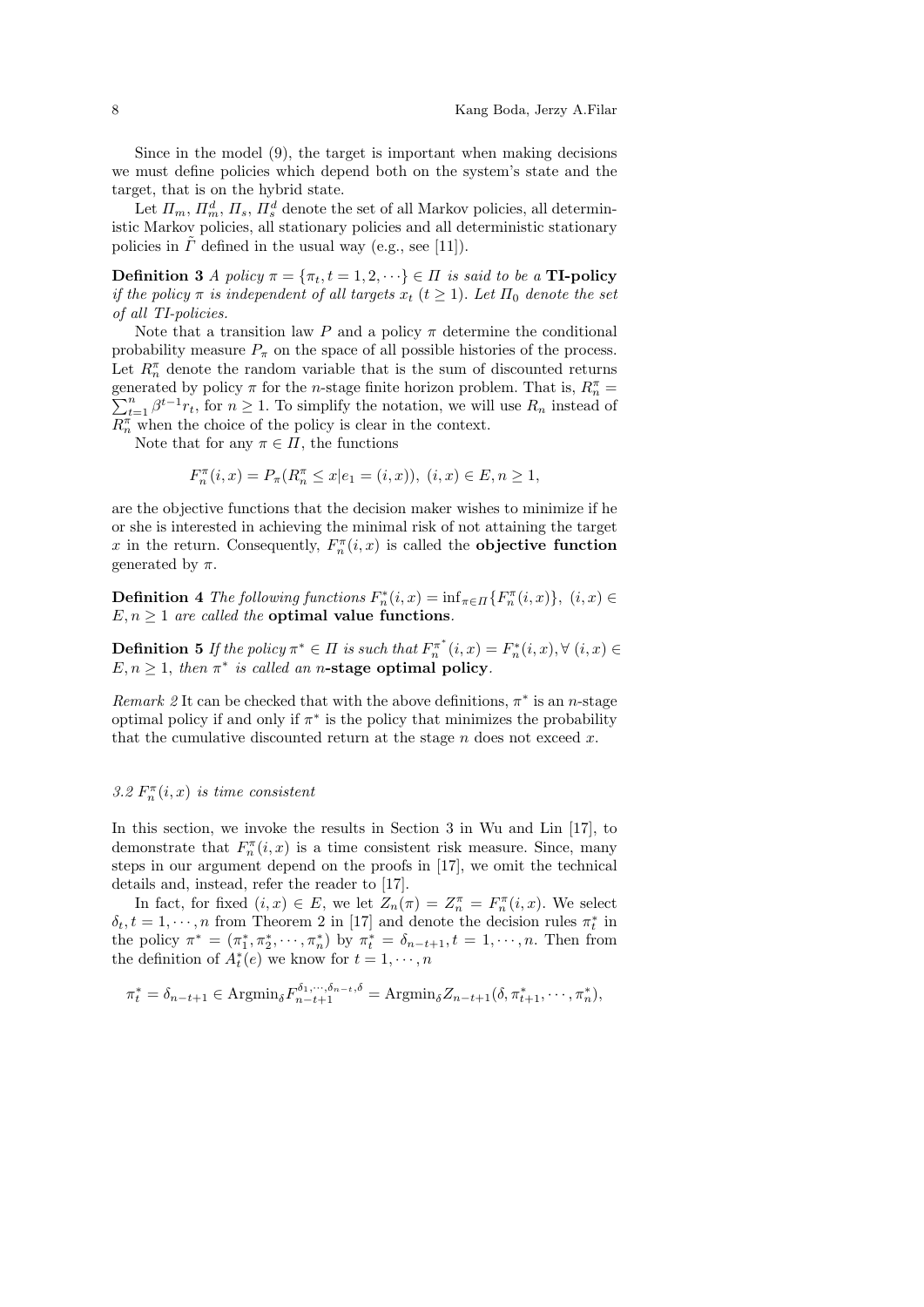Since in the model (9), the target is important when making decisions we must define policies which depend both on the system's state and the target, that is on the hybrid state.

Let $\Pi_m$, $\Pi_m^d$, $\Pi_s$, $\Pi_s^d$ denote the set of all Markov policies, all deterministic Markov policies, all stationary policies and all deterministic stationary policies in $\tilde{\Gamma}$ defined in the usual way (e.g., see [11]).

**Definition 3** *A policy $\pi = \{\pi_t, t = 1, 2, \cdots\} \in \Pi$ is said to be a* **TI-policy** *if the policy $\pi$ is independent of all targets $x_t$ $(t \geq 1)$. Let $\Pi_0$ denote the set of all TI-policies.*

Note that a transition law $P$ and a policy $\pi$ determine the conditional probability measure $P_\pi$ on the space of all possible histories of the process. Let $R_n^\pi$ denote the random variable that is the sum of discounted returns generated by policy $\pi$ for the $n$-stage finite horizon problem. That is, $R_n^\pi = \sum_{t=1}^{n} \beta^{t-1} r_t$, for $n \geq 1$. To simplify the notation, we will use $R_n$ instead of $R_n^\pi$ when the choice of the policy is clear in the context.

Note that for any $\pi \in \Pi$, the functions

$$F_n^\pi(i, x) = P_\pi(R_n^\pi \leq x | e_1 = (i, x)),\ (i, x) \in E, n \geq 1,$$

are the objective functions that the decision maker wishes to minimize if he or she is interested in achieving the minimal risk of not attaining the target $x$ in the return. Consequently, $F_n^\pi(i, x)$ is called the **objective function** generated by $\pi$.

**Definition 4** *The following functions $F_n^*(i, x) = \inf_{\pi \in \Pi}\{F_n^\pi(i, x)\},\ (i, x) \in E, n \geq 1$ are called the* **optimal value functions**.

**Definition 5** *If the policy $\pi^* \in \Pi$ is such that $F_n^{\pi^*}(i, x) = F_n^*(i, x), \forall\ (i, x) \in E, n \geq 1$, then $\pi^*$ is called an $n$***-stage optimal policy**.

*Remark 2* It can be checked that with the above definitions, $\pi^*$ is an $n$-stage optimal policy if and only if $\pi^*$ is the policy that minimizes the probability that the cumulative discounted return at the stage $n$ does not exceed $x$.

### *3.2 $F_n^\pi(i, x)$ is time consistent*

In this section, we invoke the results in Section 3 in Wu and Lin [17], to demonstrate that $F_n^\pi(i, x)$ is a time consistent risk measure. Since, many steps in our argument depend on the proofs in [17], we omit the technical details and, instead, refer the reader to [17].

In fact, for fixed $(i, x) \in E$, we let $Z_n(\pi) = Z_n^\pi = F_n^\pi(i, x)$. We select $\delta_t, t = 1, \cdots, n$ from Theorem 2 in [17] and denote the decision rules $\pi_t^*$ in the policy $\pi^* = (\pi_1^*, \pi_2^*, \cdots, \pi_n^*)$ by $\pi_t^* = \delta_{n-t+1}, t = 1, \cdots, n$. Then from the definition of $A_t^*(e)$ we know for $t = 1, \cdots, n$

$$\pi_t^* = \delta_{n-t+1} \in \text{Argmin}_\delta F_{n-t+1}^{\delta_1, \cdots, \delta_{n-t}, \delta} = \text{Argmin}_\delta Z_{n-t+1}(\delta, \pi_{t+1}^*, \cdots, \pi_n^*),$$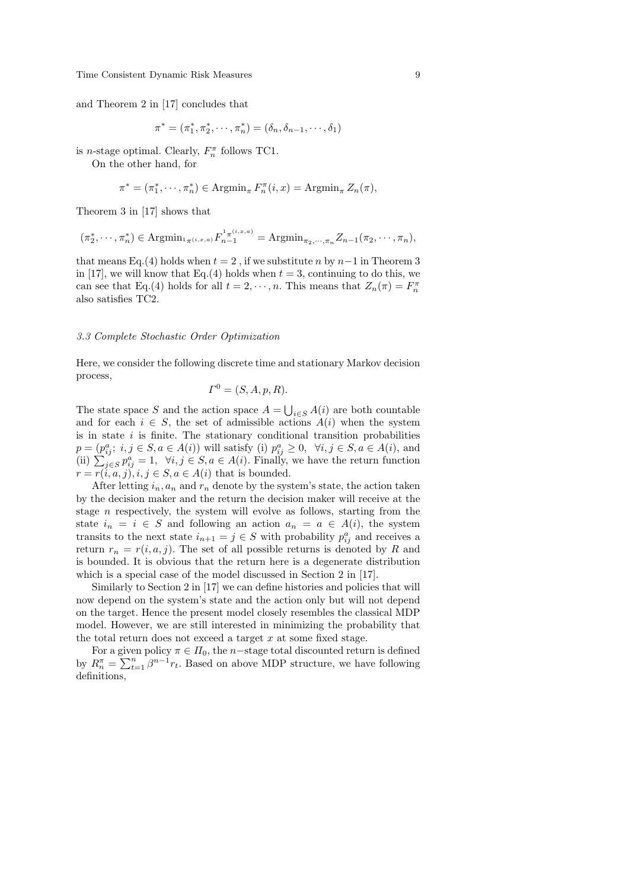and Theorem 2 in [17] concludes that

$$\pi^* = (\pi_1^*, \pi_2^*, \cdots, \pi_n^*) = (\delta_n, \delta_{n-1}, \cdots, \delta_1)$$

is $n$-stage optimal. Clearly, $F_n^\pi$ follows TC1.

On the other hand, for

$$\pi^* = (\pi_1^*, \cdots, \pi_n^*) \in \text{Argmin}_\pi F_n^\pi(i,x) = \text{Argmin}_\pi Z_n(\pi),$$

Theorem 3 in [17] shows that

$$(\pi_2^*, \cdots, \pi_n^*) \in \text{Argmin}_{{}^1\pi^{(i,x,a)}} F_{n-1}^{{}^1\pi^{(i,x,a)}} = \text{Argmin}_{\pi_2,\cdots,\pi_n} Z_{n-1}(\pi_2, \cdots, \pi_n),$$

that means Eq.(4) holds when $t = 2$ , if we substitute $n$ by $n-1$ in Theorem 3 in [17], we will know that Eq.(4) holds when $t = 3$, continuing to do this, we can see that Eq.(4) holds for all $t = 2, \cdots, n$. This means that $Z_n(\pi) = F_n^\pi$ also satisfies TC2.

### 3.3 Complete Stochastic Order Optimization

Here, we consider the following discrete time and stationary Markov decision process,

$$\Gamma^0 = (S, A, p, R).$$

The state space $S$ and the action space $A = \bigcup_{i \in S} A(i)$ are both countable and for each $i \in S$, the set of admissible actions $A(i)$ when the system is in state $i$ is finite. The stationary conditional transition probabilities $p = (p_{ij}^a;\ i,j \in S, a \in A(i))$ will satisfy (i) $p_{ij}^a \geq 0,\ \ \forall i,j \in S, a \in A(i)$, and (ii) $\sum_{j \in S} p_{ij}^a = 1,\ \ \forall i,j \in S, a \in A(i)$. Finally, we have the return function $r = r(i,a,j), i,j \in S, a \in A(i)$ that is bounded.

After letting $i_n, a_n$ and $r_n$ denote by the system's state, the action taken by the decision maker and the return the decision maker will receive at the stage $n$ respectively, the system will evolve as follows, starting from the state $i_n = i \in S$ and following an action $a_n = a \in A(i)$, the system transits to the next state $i_{n+1} = j \in S$ with probability $p_{ij}^a$ and receives a return $r_n = r(i,a,j)$. The set of all possible returns is denoted by $R$ and is bounded. It is obvious that the return here is a degenerate distribution which is a special case of the model discussed in Section 2 in [17].

Similarly to Section 2 in [17] we can define histories and policies that will now depend on the system's state and the action only but will not depend on the target. Hence the present model closely resembles the classical MDP model. However, we are still interested in minimizing the probability that the total return does not exceed a target $x$ at some fixed stage.

For a given policy $\pi \in \Pi_0$, the $n-$stage total discounted return is defined by $R_n^\pi = \sum_{t=1}^n \beta^{n-1} r_t$. Based on above MDP structure, we have following definitions,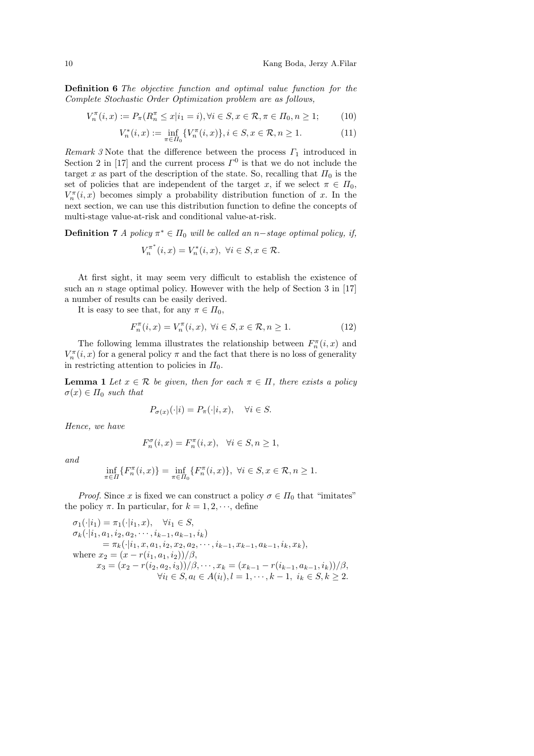**Definition 6** *The objective function and optimal value function for the Complete Stochastic Order Optimization problem are as follows,*

$$V_n^\pi(i,x) := P_\pi(R_n^\pi \le x | i_1 = i), \forall i \in S, x \in \mathcal{R}, \pi \in \Pi_0, n \ge 1; \tag{10}$$

$$V_n^*(i,x) := \inf_{\pi \in \Pi_0} \{V_n^\pi(i,x)\}, i \in S, x \in \mathcal{R}, n \ge 1. \tag{11}$$

*Remark 3* Note that the difference between the process $\Gamma_1$ introduced in Section 2 in [17] and the current process $\Gamma^0$ is that we do not include the target $x$ as part of the description of the state. So, recalling that $\Pi_0$ is the set of policies that are independent of the target $x$, if we select $\pi \in \Pi_0$, $V_n^\pi(i,x)$ becomes simply a probability distribution function of $x$. In the next section, we can use this distribution function to define the concepts of multi-stage value-at-risk and conditional value-at-risk.

**Definition 7** *A policy $\pi^* \in \Pi_0$ will be called an $n-$stage optimal policy, if,*

$$V_n^{\pi^*}(i,x) = V_n^*(i,x), \ \forall i \in S, x \in \mathcal{R}.$$

At first sight, it may seem very difficult to establish the existence of such an $n$ stage optimal policy. However with the help of Section 3 in [17] a number of results can be easily derived.

It is easy to see that, for any $\pi \in \Pi_0$,

$$F_n^\pi(i,x) = V_n^\pi(i,x), \ \forall i \in S, x \in \mathcal{R}, n \ge 1. \tag{12}$$

The following lemma illustrates the relationship between $F_n^\pi(i,x)$ and $V_n^\pi(i,x)$ for a general policy $\pi$ and the fact that there is no loss of generality in restricting attention to policies in $\Pi_0$.

**Lemma 1** *Let $x \in \mathcal{R}$ be given, then for each $\pi \in \Pi$, there exists a policy $\sigma(x) \in \Pi_0$ such that*

$$P_{\sigma(x)}(\cdot|i) = P_\pi(\cdot|i,x), \quad \forall i \in S.$$

*Hence, we have*

$$F_n^\sigma(i,x) = F_n^\pi(i,x), \quad \forall i \in S, n \ge 1,$$

*and*

$$\inf_{\pi \in \Pi}\{F_n^\pi(i,x)\} = \inf_{\pi \in \Pi_0}\{F_n^\pi(i,x)\}, \ \forall i \in S, x \in \mathcal{R}, n \ge 1.$$

*Proof.* Since $x$ is fixed we can construct a policy $\sigma \in \Pi_0$ that "imitates" the policy $\pi$. In particular, for $k = 1, 2, \cdots$, define

$$\begin{aligned}
&\sigma_1(\cdot|i_1) = \pi_1(\cdot|i_1, x), \quad \forall i_1 \in S,\\
&\sigma_k(\cdot|i_1, a_1, i_2, a_2, \cdots, i_{k-1}, a_{k-1}, i_k)\\
&\qquad = \pi_k(\cdot|i_1, x, a_1, i_2, x_2, a_2, \cdots, i_{k-1}, x_{k-1}, a_{k-1}, i_k, x_k),\\
&\text{where } x_2 = (x - r(i_1, a_1, i_2))/\beta,\\
&\qquad x_3 = (x_2 - r(i_2, a_2, i_3))/\beta, \cdots, x_k = (x_{k-1} - r(i_{k-1}, a_{k-1}, i_k))/\beta,\\
&\qquad\qquad \forall i_l \in S, a_l \in A(i_l), l = 1, \cdots, k-1, \ i_k \in S, k \ge 2.
\end{aligned}$$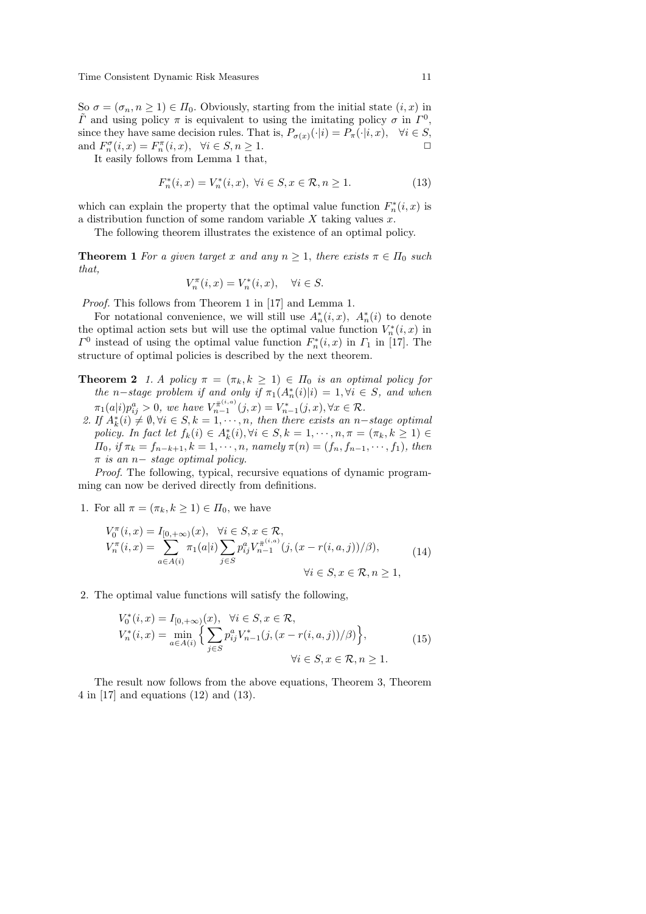So $\sigma = (\sigma_n, n \geq 1) \in \Pi_0$. Obviously, starting from the initial state $(i, x)$ in $\tilde{\Gamma}$ and using policy $\pi$ is equivalent to using the imitating policy $\sigma$ in $\Gamma^0$, since they have same decision rules. That is, $P_{\sigma(x)}(\cdot|i) = P_\pi(\cdot|i, x), \quad \forall i \in S$, and $F_n^\sigma(i, x) = F_n^\pi(i, x), \quad \forall i \in S, n \geq 1.$ □

It easily follows from Lemma 1 that,

$$F_n^*(i, x) = V_n^*(i, x), \ \forall i \in S, x \in \mathcal{R}, n \geq 1. \tag{13}$$

which can explain the property that the optimal value function $F_n^*(i, x)$ is a distribution function of some random variable $X$ taking values $x$.

The following theorem illustrates the existence of an optimal policy.

**Theorem 1** *For a given target $x$ and any $n \geq 1$, there exists $\pi \in \Pi_0$ such that,*

$$V_n^\pi(i, x) = V_n^*(i, x), \quad \forall i \in S.$$

*Proof.* This follows from Theorem 1 in [17] and Lemma 1.

For notational convenience, we will still use $A_n^*(i, x)$, $A_n^*(i)$ to denote the optimal action sets but will use the optimal value function $V_n^*(i, x)$ in $\Gamma^0$ instead of using the optimal value function $F_n^*(i, x)$ in $\Gamma_1$ in [17]. The structure of optimal policies is described by the next theorem.

**Theorem 2** *1. A policy $\pi = (\pi_k, k \geq 1) \in \Pi_0$ is an optimal policy for the $n-$stage problem if and only if $\pi_1(A_n^*(i)|i) = 1, \forall i \in S$, and when $\pi_1(a|i)p_{ij}^a > 0$, we have $V_{n-1}^{\bar{\pi}^{(i,a)}}(j, x) = V_{n-1}^*(j, x), \forall x \in \mathcal{R}$.*
*2. If $A_k^*(i) \neq \emptyset, \forall i \in S, k = 1, \cdots, n$, then there exists an $n-$stage optimal policy. In fact let $f_k(i) \in A_k^*(i), \forall i \in S, k = 1, \cdots, n, \pi = (\pi_k, k \geq 1) \in \Pi_0$, if $\pi_k = f_{n-k+1}, k = 1, \cdots, n$, namely $\pi(n) = (f_n, f_{n-1}, \cdots, f_1)$, then $\pi$ is an $n-$ stage optimal policy.*

*Proof.* The following, typical, recursive equations of dynamic programming can now be derived directly from definitions.

1. For all $\pi = (\pi_k, k \geq 1) \in \Pi_0$, we have

$$\begin{aligned}
&V_0^\pi(i, x) = I_{[0,+\infty)}(x), \quad \forall i \in S, x \in \mathcal{R}, \\
&V_n^\pi(i, x) = \sum_{a \in A(i)} \pi_1(a|i) \sum_{j \in S} p_{ij}^a V_{n-1}^{\bar{\pi}^{(i,a)}}(j, (x - r(i, a, j))/\beta), \\
&\qquad\qquad\qquad\qquad\qquad\qquad \forall i \in S, x \in \mathcal{R}, n \geq 1,
\end{aligned} \tag{14}$$

2. The optimal value functions will satisfy the following,

$$\begin{aligned}
&V_0^*(i, x) = I_{[0,+\infty)}(x), \quad \forall i \in S, x \in \mathcal{R}, \\
&V_n^*(i, x) = \min_{a \in A(i)} \Big\{ \sum_{j \in S} p_{ij}^a V_{n-1}^*(j, (x - r(i, a, j))/\beta) \Big\}, \\
&\qquad\qquad\qquad\qquad\qquad\qquad \forall i \in S, x \in \mathcal{R}, n \geq 1.
\end{aligned} \tag{15}$$

The result now follows from the above equations, Theorem 3, Theorem 4 in [17] and equations (12) and (13).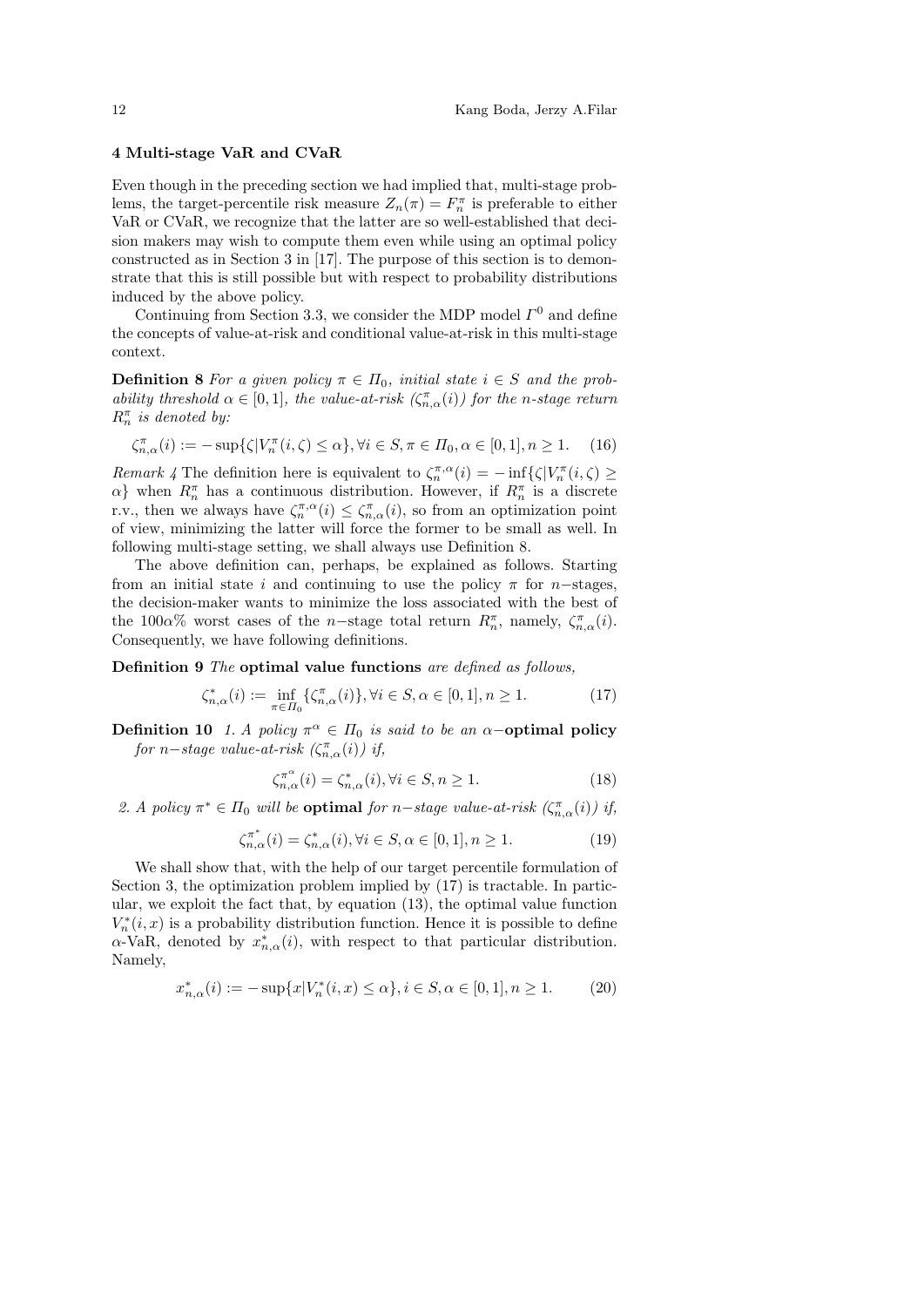## 4 Multi-stage VaR and CVaR

Even though in the preceding section we had implied that, multi-stage problems, the target-percentile risk measure $Z_n(\pi) = F_n^\pi$ is preferable to either VaR or CVaR, we recognize that the latter are so well-established that decision makers may wish to compute them even while using an optimal policy constructed as in Section 3 in [17]. The purpose of this section is to demonstrate that this is still possible but with respect to probability distributions induced by the above policy.

Continuing from Section 3.3, we consider the MDP model $\Gamma^0$ and define the concepts of value-at-risk and conditional value-at-risk in this multi-stage context.

**Definition 8** *For a given policy $\pi \in \Pi_0$, initial state $i \in S$ and the probability threshold $\alpha \in [0, 1]$, the value-at-risk ($\zeta_{n,\alpha}^\pi(i)$) for the n-stage return $R_n^\pi$ is denoted by:*

$$\zeta_{n,\alpha}^\pi(i) := -\sup\{\zeta | V_n^\pi(i, \zeta) \leq \alpha\}, \forall i \in S, \pi \in \Pi_0, \alpha \in [0, 1], n \geq 1. \quad (16)$$

*Remark 4* The definition here is equivalent to $\zeta_n^{\pi,\alpha}(i) = -\inf\{\zeta | V_n^\pi(i, \zeta) \geq \alpha\}$ when $R_n^\pi$ has a continuous distribution. However, if $R_n^\pi$ is a discrete r.v., then we always have $\zeta_n^{\pi,\alpha}(i) \leq \zeta_{n,\alpha}^\pi(i)$, so from an optimization point of view, minimizing the latter will force the former to be small as well. In following multi-stage setting, we shall always use Definition 8.

The above definition can, perhaps, be explained as follows. Starting from an initial state $i$ and continuing to use the policy $\pi$ for $n-$stages, the decision-maker wants to minimize the loss associated with the best of the $100\alpha\%$ worst cases of the $n-$stage total return $R_n^\pi$, namely, $\zeta_{n,\alpha}^\pi(i)$. Consequently, we have following definitions.

**Definition 9** *The* **optimal value functions** *are defined as follows,*

$$\zeta_{n,\alpha}^*(i) := \inf_{\pi \in \Pi_0} \{\zeta_{n,\alpha}^\pi(i)\}, \forall i \in S, \alpha \in [0, 1], n \geq 1. \quad (17)$$

**Definition 10** *1. A policy $\pi^\alpha \in \Pi_0$ is said to be an $\alpha-$**optimal policy** for $n-$stage value-at-risk ($\zeta_{n,\alpha}^\pi(i)$) if,*

$$\zeta_{n,\alpha}^{\pi^\alpha}(i) = \zeta_{n,\alpha}^*(i), \forall i \in S, n \geq 1. \quad (18)$$

*2. A policy $\pi^* \in \Pi_0$ will be **optimal** for $n-$stage value-at-risk ($\zeta_{n,\alpha}^\pi(i)$) if,*

$$\zeta_{n,\alpha}^{\pi^*}(i) = \zeta_{n,\alpha}^*(i), \forall i \in S, \alpha \in [0, 1], n \geq 1. \quad (19)$$

We shall show that, with the help of our target percentile formulation of Section 3, the optimization problem implied by (17) is tractable. In particular, we exploit the fact that, by equation (13), the optimal value function $V_n^*(i, x)$ is a probability distribution function. Hence it is possible to define $\alpha$-VaR, denoted by $x_{n,\alpha}^*(i)$, with respect to that particular distribution. Namely,

$$x_{n,\alpha}^*(i) := -\sup\{x | V_n^*(i, x) \leq \alpha\}, i \in S, \alpha \in [0, 1], n \geq 1. \quad (20)$$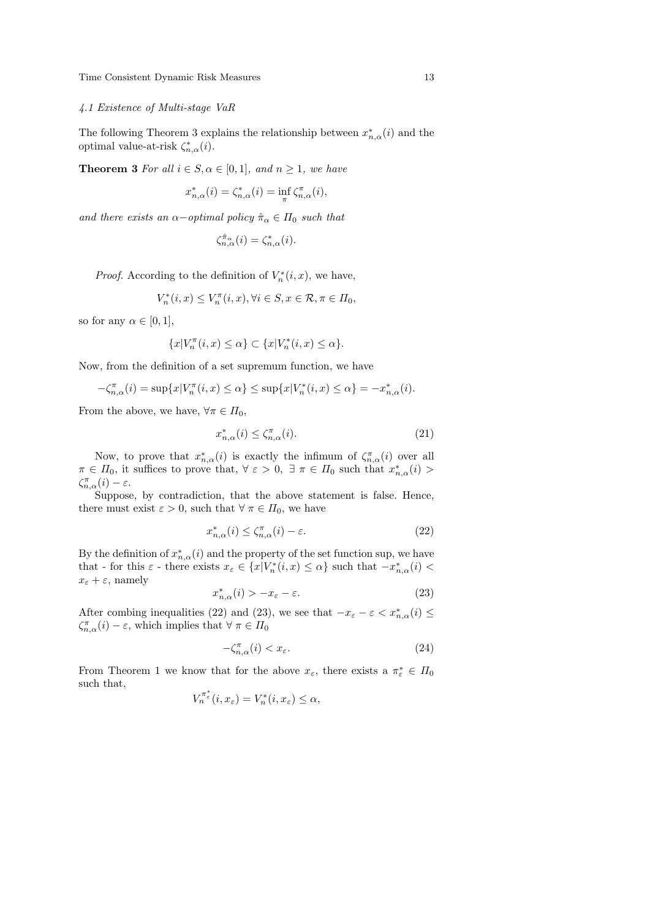#### 4.1 Existence of Multi-stage VaR

The following Theorem 3 explains the relationship between $x^*_{n,\alpha}(i)$ and the optimal value-at-risk $\zeta^*_{n,\alpha}(i)$.

**Theorem 3** *For all $i \in S, \alpha \in [0, 1]$, and $n \geq 1$, we have*

$$x^*_{n,\alpha}(i) = \zeta^*_{n,\alpha}(i) = \inf_{\pi} \zeta^{\pi}_{n,\alpha}(i),$$

*and there exists an $\alpha-$optimal policy $\hat{\pi}_\alpha \in \Pi_0$ such that*

$$\zeta^{\hat{\pi}_\alpha}_{n,\alpha}(i) = \zeta^*_{n,\alpha}(i).$$

*Proof.* According to the definition of $V^*_n(i, x)$, we have,

$$V^*_n(i, x) \leq V^\pi_n(i, x), \forall i \in S, x \in \mathcal{R}, \pi \in \Pi_0,$$

so for any $\alpha \in [0, 1]$,

$$\{x | V^\pi_n(i, x) \leq \alpha\} \subset \{x | V^*_n(i, x) \leq \alpha\}.$$

Now, from the definition of a set supremum function, we have

$$-\zeta^\pi_{n,\alpha}(i) = \sup\{x | V^\pi_n(i, x) \leq \alpha\} \leq \sup\{x | V^*_n(i, x) \leq \alpha\} = -x^*_{n,\alpha}(i).$$

From the above, we have, $\forall \pi \in \Pi_0$,

$$x^*_{n,\alpha}(i) \leq \zeta^\pi_{n,\alpha}(i). \tag{21}$$

Now, to prove that $x^*_{n,\alpha}(i)$ is exactly the infimum of $\zeta^\pi_{n,\alpha}(i)$ over all $\pi \in \Pi_0$, it suffices to prove that, $\forall\ \varepsilon > 0,\ \exists\ \pi \in \Pi_0$ such that $x^*_{n,\alpha}(i) > \zeta^\pi_{n,\alpha}(i) - \varepsilon$.

Suppose, by contradiction, that the above statement is false. Hence, there must exist $\varepsilon > 0$, such that $\forall\ \pi \in \Pi_0$, we have

$$x^*_{n,\alpha}(i) \leq \zeta^\pi_{n,\alpha}(i) - \varepsilon. \tag{22}$$

By the definition of $x^*_{n,\alpha}(i)$ and the property of the set function sup, we have that - for this $\varepsilon$ - there exists $x_\varepsilon \in \{x | V^*_n(i, x) \leq \alpha\}$ such that $-x^*_{n,\alpha}(i) < x_\varepsilon + \varepsilon$, namely

$$x^*_{n,\alpha}(i) > -x_\varepsilon - \varepsilon. \tag{23}$$

After combing inequalities (22) and (23), we see that $-x_\varepsilon - \varepsilon < x^*_{n,\alpha}(i) \leq \zeta^\pi_{n,\alpha}(i) - \varepsilon$, which implies that $\forall\ \pi \in \Pi_0$

$$-\zeta^\pi_{n,\alpha}(i) < x_\varepsilon. \tag{24}$$

From Theorem 1 we know that for the above $x_\varepsilon$, there exists a $\pi^*_\varepsilon \in \Pi_0$ such that,

$$V^{\pi^*_\varepsilon}_n(i, x_\varepsilon) = V^*_n(i, x_\varepsilon) \leq \alpha,$$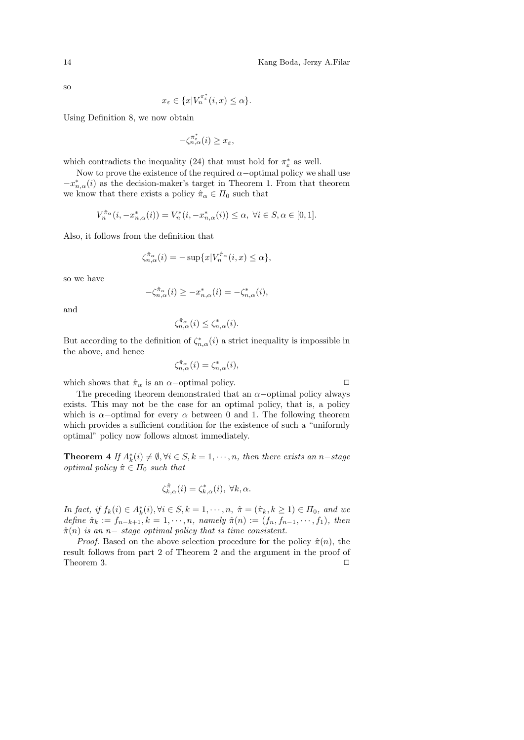so

$$x_\varepsilon \in \{x | V_n^{\pi_\varepsilon^*}(i,x) \le \alpha\}.$$

Using Definition 8, we now obtain

$$-\zeta_{n,\alpha}^{\pi_\varepsilon^*}(i) \ge x_\varepsilon,$$

which contradicts the inequality (24) that must hold for $\pi_\varepsilon^*$ as well.

Now to prove the existence of the required $\alpha-$optimal policy we shall use $-x_{n,\alpha}^*(i)$ as the decision-maker's target in Theorem 1. From that theorem we know that there exists a policy $\hat{\pi}_\alpha \in \Pi_0$ such that

$$V_n^{\hat{\pi}_\alpha}(i, -x_{n,\alpha}^*(i)) = V_n^*(i, -x_{n,\alpha}^*(i)) \le \alpha, \ \forall i \in S, \alpha \in [0,1].$$

Also, it follows from the definition that

$$\zeta_{n,\alpha}^{\hat{\pi}_\alpha}(i) = -\sup\{x | V_n^{\hat{\pi}_\alpha}(i,x) \le \alpha\},$$

so we have

$$-\zeta_{n,\alpha}^{\hat{\pi}_\alpha}(i) \ge -x_{n,\alpha}^*(i) = -\zeta_{n,\alpha}^*(i),$$

and

$$\zeta_{n,\alpha}^{\hat{\pi}_\alpha}(i) \le \zeta_{n,\alpha}^*(i).$$

But according to the definition of $\zeta_{n,\alpha}^*(i)$ a strict inequality is impossible in the above, and hence

$$\zeta_{n,\alpha}^{\hat{\pi}_\alpha}(i) = \zeta_{n,\alpha}^*(i),$$

which shows that $\hat{\pi}_\alpha$ is an $\alpha-$optimal policy. □

The preceding theorem demonstrated that an $\alpha-$optimal policy always exists. This may not be the case for an optimal policy, that is, a policy which is $\alpha-$optimal for every $\alpha$ between 0 and 1. The following theorem which provides a sufficient condition for the existence of such a "uniformly optimal" policy now follows almost immediately.

**Theorem 4** *If $A_k^*(i) \ne \emptyset, \forall i \in S, k = 1, \cdots, n$, then there exists an $n-$stage optimal policy $\hat{\pi} \in \Pi_0$ such that*

$$\zeta_{k,\alpha}^{\hat{\pi}}(i) = \zeta_{k,\alpha}^*(i), \ \forall k, \alpha.$$

*In fact, if $f_k(i) \in A_k^*(i), \forall i \in S, k = 1, \cdots, n, \ \hat{\pi} = (\hat{\pi}_k, k \ge 1) \in \Pi_0$, and we define $\hat{\pi}_k := f_{n-k+1}, k = 1, \cdots, n$, namely $\hat{\pi}(n) := (f_n, f_{n-1}, \cdots, f_1)$, then $\hat{\pi}(n)$ is an $n-$ stage optimal policy that is time consistent.*

*Proof.* Based on the above selection procedure for the policy $\hat{\pi}(n)$, the result follows from part 2 of Theorem 2 and the argument in the proof of Theorem 3. □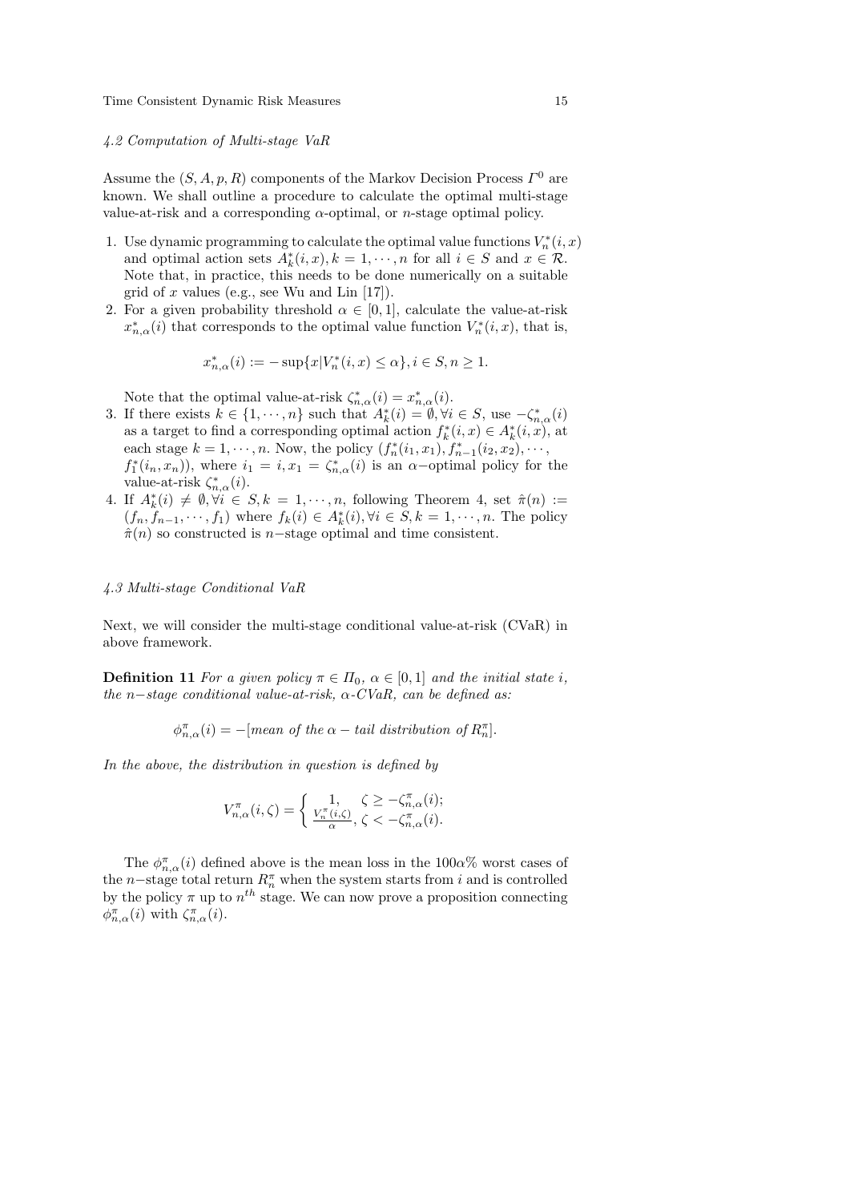### 4.2 Computation of Multi-stage VaR

Assume the $(S, A, p, R)$ components of the Markov Decision Process $\Gamma^0$ are known. We shall outline a procedure to calculate the optimal multi-stage value-at-risk and a corresponding $\alpha$-optimal, or $n$-stage optimal policy.

1. Use dynamic programming to calculate the optimal value functions $V_n^*(i,x)$ and optimal action sets $A_k^*(i,x), k = 1, \cdots, n$ for all $i \in S$ and $x \in \mathcal{R}$. Note that, in practice, this needs to be done numerically on a suitable grid of $x$ values (e.g., see Wu and Lin [17]).
2. For a given probability threshold $\alpha \in [0,1]$, calculate the value-at-risk $x^*_{n,\alpha}(i)$ that corresponds to the optimal value function $V_n^*(i,x)$, that is,

$$x^*_{n,\alpha}(i) := -\sup\{x | V_n^*(i,x) \leq \alpha\}, i \in S, n \geq 1.$$

   Note that the optimal value-at-risk $\zeta^*_{n,\alpha}(i) = x^*_{n,\alpha}(i)$.
3. If there exists $k \in \{1, \cdots, n\}$ such that $A_k^*(i) = \emptyset, \forall i \in S$, use $-\zeta^*_{n,\alpha}(i)$ as a target to find a corresponding optimal action $f_k^*(i,x) \in A_k^*(i,x)$, at each stage $k = 1, \cdots, n$. Now, the policy $(f_n^*(i_1, x_1), f_{n-1}^*(i_2, x_2), \cdots, f_1^*(i_n, x_n))$, where $i_1 = i, x_1 = \zeta^*_{n,\alpha}(i)$ is an $\alpha-$optimal policy for the value-at-risk $\zeta^*_{n,\alpha}(i)$.
4. If $A_k^*(i) \neq \emptyset, \forall i \in S, k = 1, \cdots, n$, following Theorem 4, set $\hat{\pi}(n) := (f_n, f_{n-1}, \cdots, f_1)$ where $f_k(i) \in A_k^*(i), \forall i \in S, k = 1, \cdots, n$. The policy $\hat{\pi}(n)$ so constructed is $n-$stage optimal and time consistent.

### 4.3 Multi-stage Conditional VaR

Next, we will consider the multi-stage conditional value-at-risk (CVaR) in above framework.

**Definition 11** *For a given policy $\pi \in \Pi_0$, $\alpha \in [0,1]$ and the initial state $i$, the $n-$stage conditional value-at-risk, $\alpha$-CVaR, can be defined as:*

$$\phi^\pi_{n,\alpha}(i) = -[\text{mean of the } \alpha-\text{tail distribution of } R_n^\pi].$$

*In the above, the distribution in question is defined by*

$$V^\pi_{n,\alpha}(i,\zeta) = \begin{cases} 1, & \zeta \geq -\zeta^\pi_{n,\alpha}(i); \\ \frac{V_n^\pi(i,\zeta)}{\alpha}, & \zeta < -\zeta^\pi_{n,\alpha}(i). \end{cases}$$

The $\phi^\pi_{n,\alpha}(i)$ defined above is the mean loss in the $100\alpha\%$ worst cases of the $n-$stage total return $R_n^\pi$ when the system starts from $i$ and is controlled by the policy $\pi$ up to $n^{th}$ stage. We can now prove a proposition connecting $\phi^\pi_{n,\alpha}(i)$ with $\zeta^\pi_{n,\alpha}(i)$.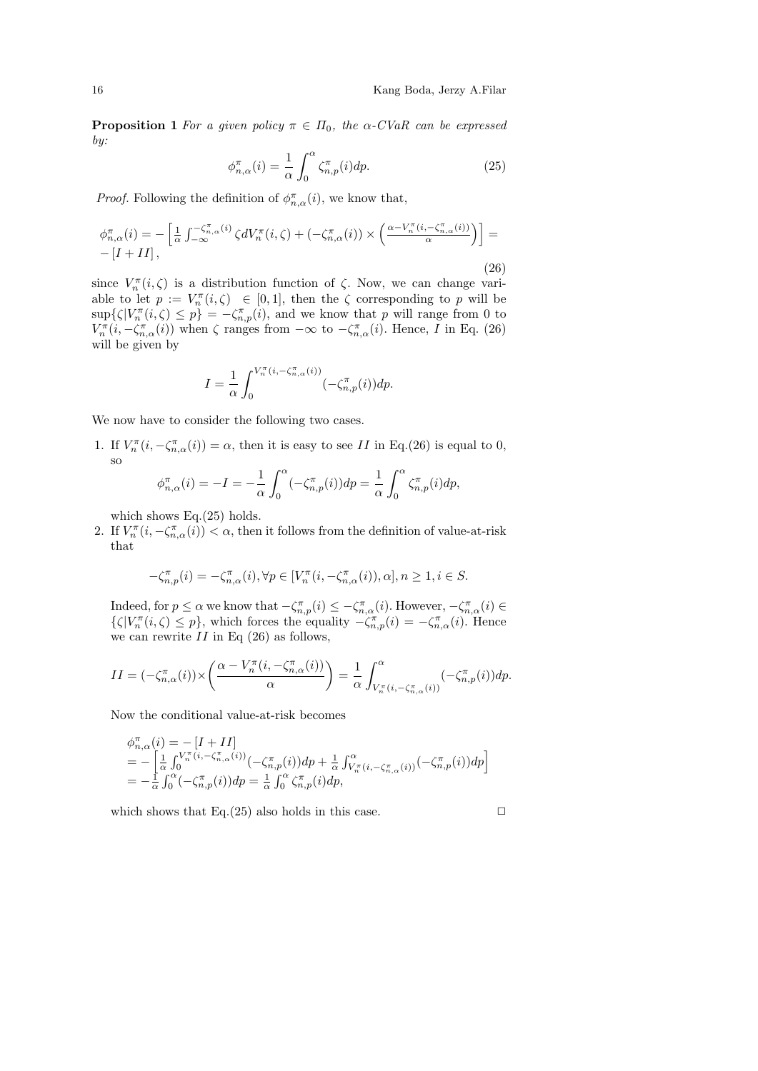**Proposition 1** *For a given policy $\pi \in \Pi_0$, the $\alpha$-CVaR can be expressed by:*

$$\phi^{\pi}_{n,\alpha}(i) = \frac{1}{\alpha}\int_0^{\alpha} \zeta^{\pi}_{n,p}(i)dp. \tag{25}$$

*Proof.* Following the definition of $\phi^{\pi}_{n,\alpha}(i)$, we know that,

$$\begin{aligned}\phi^{\pi}_{n,\alpha}(i) = -\left[\tfrac{1}{\alpha}\int_{-\infty}^{-\zeta^{\pi}_{n,\alpha}(i)} \zeta dV^{\pi}_n(i,\zeta) + (-\zeta^{\pi}_{n,\alpha}(i)) \times \left(\tfrac{\alpha - V^{\pi}_n(i,-\zeta^{\pi}_{n,\alpha}(i))}{\alpha}\right)\right] = \\ -\left[I + II\right],\end{aligned} \tag{26}$$

since $V^{\pi}_n(i,\zeta)$ is a distribution function of $\zeta$. Now, we can change variable to let $p := V^{\pi}_n(i,\zeta) \in [0,1]$, then the $\zeta$ corresponding to $p$ will be $\sup\{\zeta | V^{\pi}_n(i,\zeta) \le p\} = -\zeta^{\pi}_{n,p}(i)$, and we know that $p$ will range from 0 to $V^{\pi}_n(i,-\zeta^{\pi}_{n,\alpha}(i))$ when $\zeta$ ranges from $-\infty$ to $-\zeta^{\pi}_{n,\alpha}(i)$. Hence, $I$ in Eq. (26) will be given by

$$I = \frac{1}{\alpha}\int_0^{V^{\pi}_n(i,-\zeta^{\pi}_{n,\alpha}(i))} (-\zeta^{\pi}_{n,p}(i))dp.$$

We now have to consider the following two cases.

1. If $V^{\pi}_n(i,-\zeta^{\pi}_{n,\alpha}(i)) = \alpha$, then it is easy to see $II$ in Eq.(26) is equal to 0, so

$$\phi^{\pi}_{n,\alpha}(i) = -I = -\frac{1}{\alpha}\int_0^{\alpha}(-\zeta^{\pi}_{n,p}(i))dp = \frac{1}{\alpha}\int_0^{\alpha}\zeta^{\pi}_{n,p}(i)dp,$$

which shows Eq.(25) holds.

2. If $V^{\pi}_n(i,-\zeta^{\pi}_{n,\alpha}(i)) < \alpha$, then it follows from the definition of value-at-risk that

$$-\zeta^{\pi}_{n,p}(i) = -\zeta^{\pi}_{n,\alpha}(i), \forall p \in [V^{\pi}_n(i,-\zeta^{\pi}_{n,\alpha}(i)), \alpha], n \ge 1, i \in S.$$

Indeed, for $p \le \alpha$ we know that $-\zeta^{\pi}_{n,p}(i) \le -\zeta^{\pi}_{n,\alpha}(i)$. However, $-\zeta^{\pi}_{n,\alpha}(i) \in \{\zeta | V^{\pi}_n(i,\zeta) \le p\}$, which forces the equality $-\zeta^{\pi}_{n,p}(i) = -\zeta^{\pi}_{n,\alpha}(i)$. Hence we can rewrite $II$ in Eq (26) as follows,

$$II = (-\zeta^{\pi}_{n,\alpha}(i)) \times \left(\frac{\alpha - V^{\pi}_n(i,-\zeta^{\pi}_{n,\alpha}(i))}{\alpha}\right) = \frac{1}{\alpha}\int_{V^{\pi}_n(i,-\zeta^{\pi}_{n,\alpha}(i))}^{\alpha} (-\zeta^{\pi}_{n,p}(i))dp.$$

Now the conditional value-at-risk becomes

$$\begin{aligned}&\phi^{\pi}_{n,\alpha}(i) = -\left[I + II\right] \\ &= -\left[\tfrac{1}{\alpha}\int_0^{V^{\pi}_n(i,-\zeta^{\pi}_{n,\alpha}(i))}(-\zeta^{\pi}_{n,p}(i))dp + \tfrac{1}{\alpha}\int_{V^{\pi}_n(i,-\zeta^{\pi}_{n,\alpha}(i))}^{\alpha}(-\zeta^{\pi}_{n,p}(i))dp\right] \\ &= -\tfrac{1}{\alpha}\int_0^{\alpha}(-\zeta^{\pi}_{n,p}(i))dp = \tfrac{1}{\alpha}\int_0^{\alpha}\zeta^{\pi}_{n,p}(i)dp,\end{aligned}$$

which shows that Eq.(25) also holds in this case. □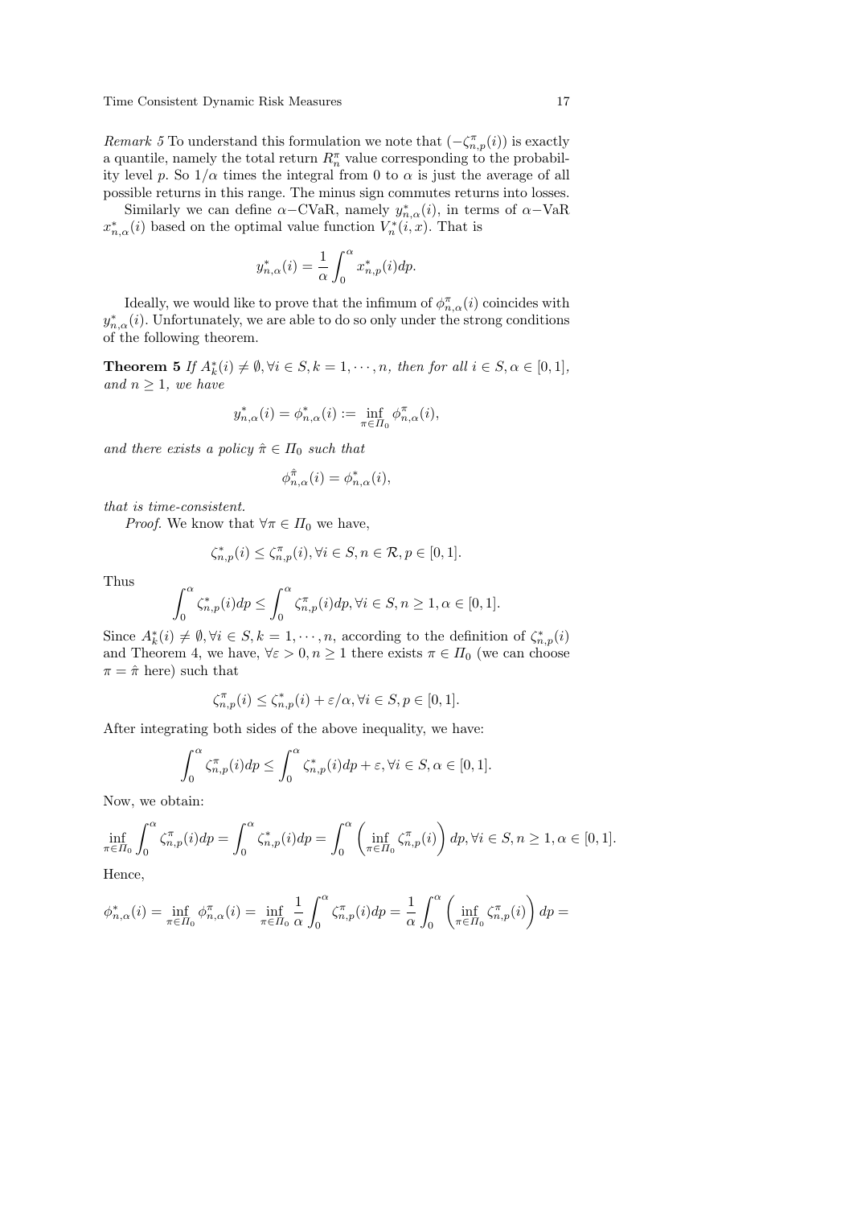*Remark 5* To understand this formulation we note that $(-\zeta^{\pi}_{n,p}(i))$ is exactly a quantile, namely the total return $R^{\pi}_n$ value corresponding to the probability level $p$. So $1/\alpha$ times the integral from 0 to $\alpha$ is just the average of all possible returns in this range. The minus sign commutes returns into losses.

Similarly we can define $\alpha-$CVaR, namely $y^*_{n,\alpha}(i)$, in terms of $\alpha-$VaR $x^*_{n,\alpha}(i)$ based on the optimal value function $V^*_n(i,x)$. That is

$$y^*_{n,\alpha}(i) = \frac{1}{\alpha}\int_0^{\alpha} x^*_{n,p}(i)dp.$$

Ideally, we would like to prove that the infimum of $\phi^{\pi}_{n,\alpha}(i)$ coincides with $y^*_{n,\alpha}(i)$. Unfortunately, we are able to do so only under the strong conditions of the following theorem.

**Theorem 5** *If $A^*_k(i) \neq \emptyset, \forall i \in S, k = 1, \cdots, n$, then for all $i \in S, \alpha \in [0,1]$, and $n \geq 1$, we have*

$$y^*_{n,\alpha}(i) = \phi^*_{n,\alpha}(i) := \inf_{\pi \in \Pi_0} \phi^{\pi}_{n,\alpha}(i),$$

*and there exists a policy $\hat{\pi} \in \Pi_0$ such that*

$$\phi^{\hat{\pi}}_{n,\alpha}(i) = \phi^*_{n,\alpha}(i),$$

*that is time-consistent.*

*Proof.* We know that $\forall \pi \in \Pi_0$ we have,

$$\zeta^*_{n,p}(i) \leq \zeta^{\pi}_{n,p}(i), \forall i \in S, n \in \mathcal{R}, p \in [0,1].$$

Thus

$$\int_0^{\alpha} \zeta^*_{n,p}(i)dp \leq \int_0^{\alpha} \zeta^{\pi}_{n,p}(i)dp, \forall i \in S, n \geq 1, \alpha \in [0,1].$$

Since $A^*_k(i) \neq \emptyset, \forall i \in S, k = 1, \cdots, n$, according to the definition of $\zeta^*_{n,p}(i)$ and Theorem 4, we have, $\forall \varepsilon > 0, n \geq 1$ there exists $\pi \in \Pi_0$ (we can choose $\pi = \hat{\pi}$ here) such that

$$\zeta^{\pi}_{n,p}(i) \leq \zeta^*_{n,p}(i) + \varepsilon/\alpha, \forall i \in S, p \in [0,1].$$

After integrating both sides of the above inequality, we have:

$$\int_0^{\alpha} \zeta^{\pi}_{n,p}(i)dp \leq \int_0^{\alpha} \zeta^*_{n,p}(i)dp + \varepsilon, \forall i \in S, \alpha \in [0,1].$$

Now, we obtain:

$$\inf_{\pi \in \Pi_0} \int_0^{\alpha} \zeta^{\pi}_{n,p}(i)dp = \int_0^{\alpha} \zeta^*_{n,p}(i)dp = \int_0^{\alpha} \left(\inf_{\pi \in \Pi_0} \zeta^{\pi}_{n,p}(i)\right) dp, \forall i \in S, n \geq 1, \alpha \in [0,1].$$

Hence,

$$\phi^*_{n,\alpha}(i) = \inf_{\pi \in \Pi_0} \phi^{\pi}_{n,\alpha}(i) = \inf_{\pi \in \Pi_0} \frac{1}{\alpha}\int_0^{\alpha} \zeta^{\pi}_{n,p}(i)dp = \frac{1}{\alpha}\int_0^{\alpha} \left(\inf_{\pi \in \Pi_0} \zeta^{\pi}_{n,p}(i)\right) dp =$$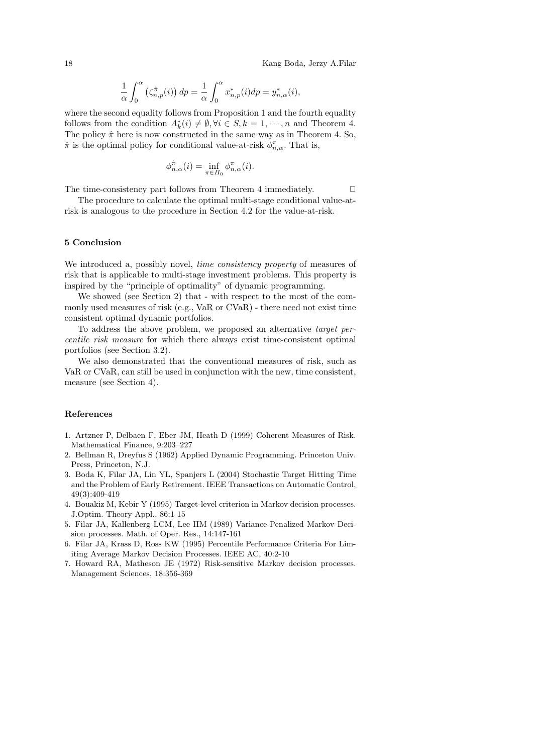$$\frac{1}{\alpha}\int_0^\alpha \left(\zeta_{n,p}^{\hat{\pi}}(i)\right) dp = \frac{1}{\alpha}\int_0^\alpha x_{n,p}^*(i)dp = y_{n,\alpha}^*(i),$$

where the second equality follows from Proposition 1 and the fourth equality follows from the condition $A_k^*(i) \neq \emptyset, \forall i \in S, k = 1, \cdots, n$ and Theorem 4. The policy $\hat{\pi}$ here is now constructed in the same way as in Theorem 4. So, $\hat{\pi}$ is the optimal policy for conditional value-at-risk $\phi_{n,\alpha}^{\pi}$. That is,

$$\phi_{n,\alpha}^{\hat{\pi}}(i) = \inf_{\pi \in \Pi_0} \phi_{n,\alpha}^{\pi}(i).$$

The time-consistency part follows from Theorem 4 immediately. □

The procedure to calculate the optimal multi-stage conditional value-at-risk is analogous to the procedure in Section 4.2 for the value-at-risk.

## 5 Conclusion

We introduced a, possibly novel, *time consistency property* of measures of risk that is applicable to multi-stage investment problems. This property is inspired by the "principle of optimality" of dynamic programming.

We showed (see Section 2) that - with respect to the most of the commonly used measures of risk (e.g., VaR or CVaR) - there need not exist time consistent optimal dynamic portfolios.

To address the above problem, we proposed an alternative *target percentile risk measure* for which there always exist time-consistent optimal portfolios (see Section 3.2).

We also demonstrated that the conventional measures of risk, such as VaR or CVaR, can still be used in conjunction with the new, time consistent, measure (see Section 4).

## References

1. Artzner P, Delbaen F, Eber JM, Heath D (1999) Coherent Measures of Risk. Mathematical Finance, 9:203–227
2. Bellman R, Dreyfus S (1962) Applied Dynamic Programming. Princeton Univ. Press, Princeton, N.J.
3. Boda K, Filar JA, Lin YL, Spanjers L (2004) Stochastic Target Hitting Time and the Problem of Early Retirement. IEEE Transactions on Automatic Control, 49(3):409-419
4. Bouakiz M, Kebir Y (1995) Target-level criterion in Markov decision processes. J.Optim. Theory Appl., 86:1-15
5. Filar JA, Kallenberg LCM, Lee HM (1989) Variance-Penalized Markov Decision processes. Math. of Oper. Res., 14:147-161
6. Filar JA, Krass D, Ross KW (1995) Percentile Performance Criteria For Limiting Average Markov Decision Processes. IEEE AC, 40:2-10
7. Howard RA, Matheson JE (1972) Risk-sensitive Markov decision processes. Management Sciences, 18:356-369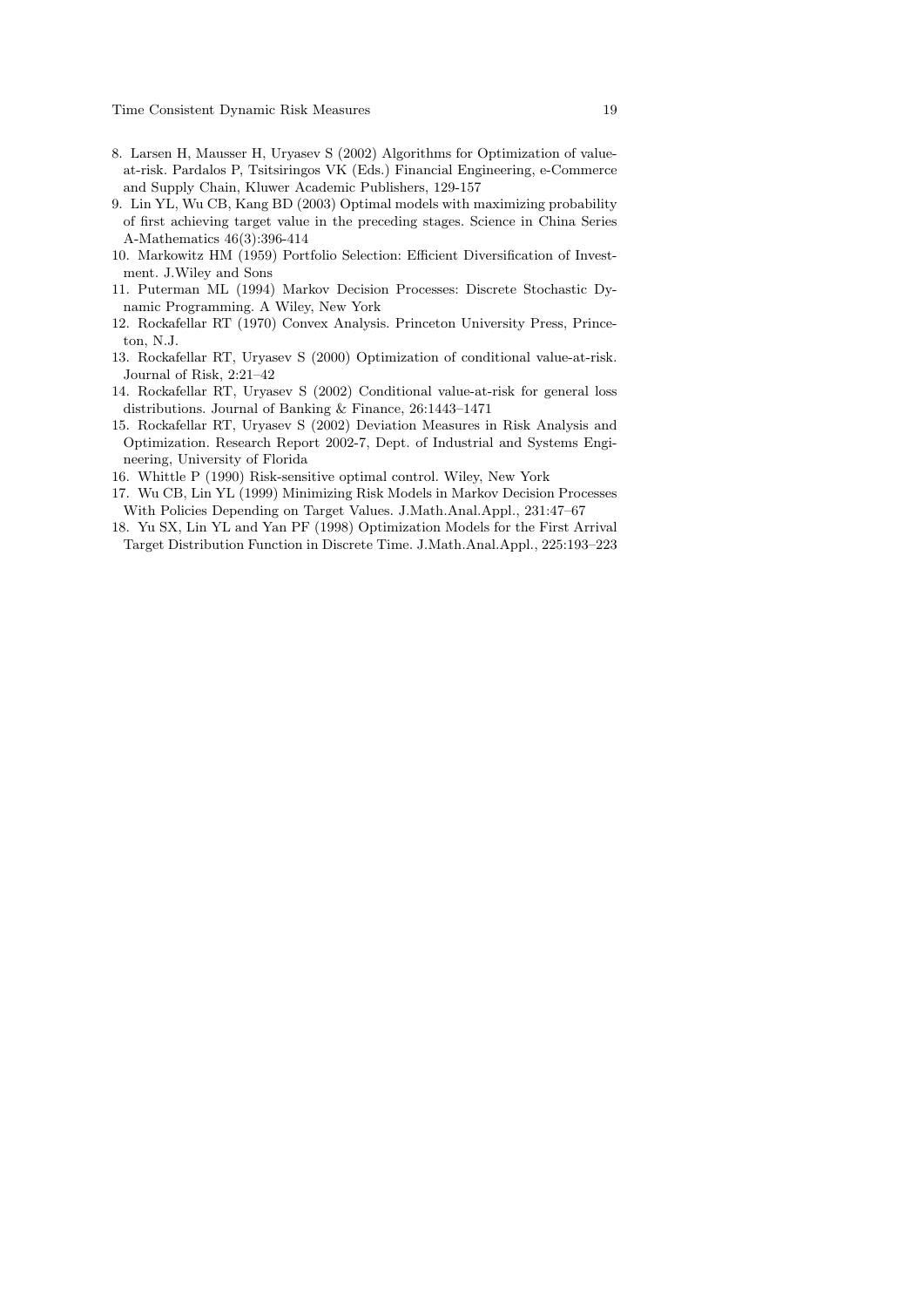8. Larsen H, Mausser H, Uryasev S (2002) Algorithms for Optimization of value-at-risk. Pardalos P, Tsitsiringos VK (Eds.) Financial Engineering, e-Commerce and Supply Chain, Kluwer Academic Publishers, 129-157
9. Lin YL, Wu CB, Kang BD (2003) Optimal models with maximizing probability of first achieving target value in the preceding stages. Science in China Series A-Mathematics 46(3):396-414
10. Markowitz HM (1959) Portfolio Selection: Efficient Diversification of Investment. J.Wiley and Sons
11. Puterman ML (1994) Markov Decision Processes: Discrete Stochastic Dynamic Programming. A Wiley, New York
12. Rockafellar RT (1970) Convex Analysis. Princeton University Press, Princeton, N.J.
13. Rockafellar RT, Uryasev S (2000) Optimization of conditional value-at-risk. Journal of Risk, 2:21–42
14. Rockafellar RT, Uryasev S (2002) Conditional value-at-risk for general loss distributions. Journal of Banking & Finance, 26:1443–1471
15. Rockafellar RT, Uryasev S (2002) Deviation Measures in Risk Analysis and Optimization. Research Report 2002-7, Dept. of Industrial and Systems Engineering, University of Florida
16. Whittle P (1990) Risk-sensitive optimal control. Wiley, New York
17. Wu CB, Lin YL (1999) Minimizing Risk Models in Markov Decision Processes With Policies Depending on Target Values. J.Math.Anal.Appl., 231:47–67
18. Yu SX, Lin YL and Yan PF (1998) Optimization Models for the First Arrival Target Distribution Function in Discrete Time. J.Math.Anal.Appl., 225:193–223